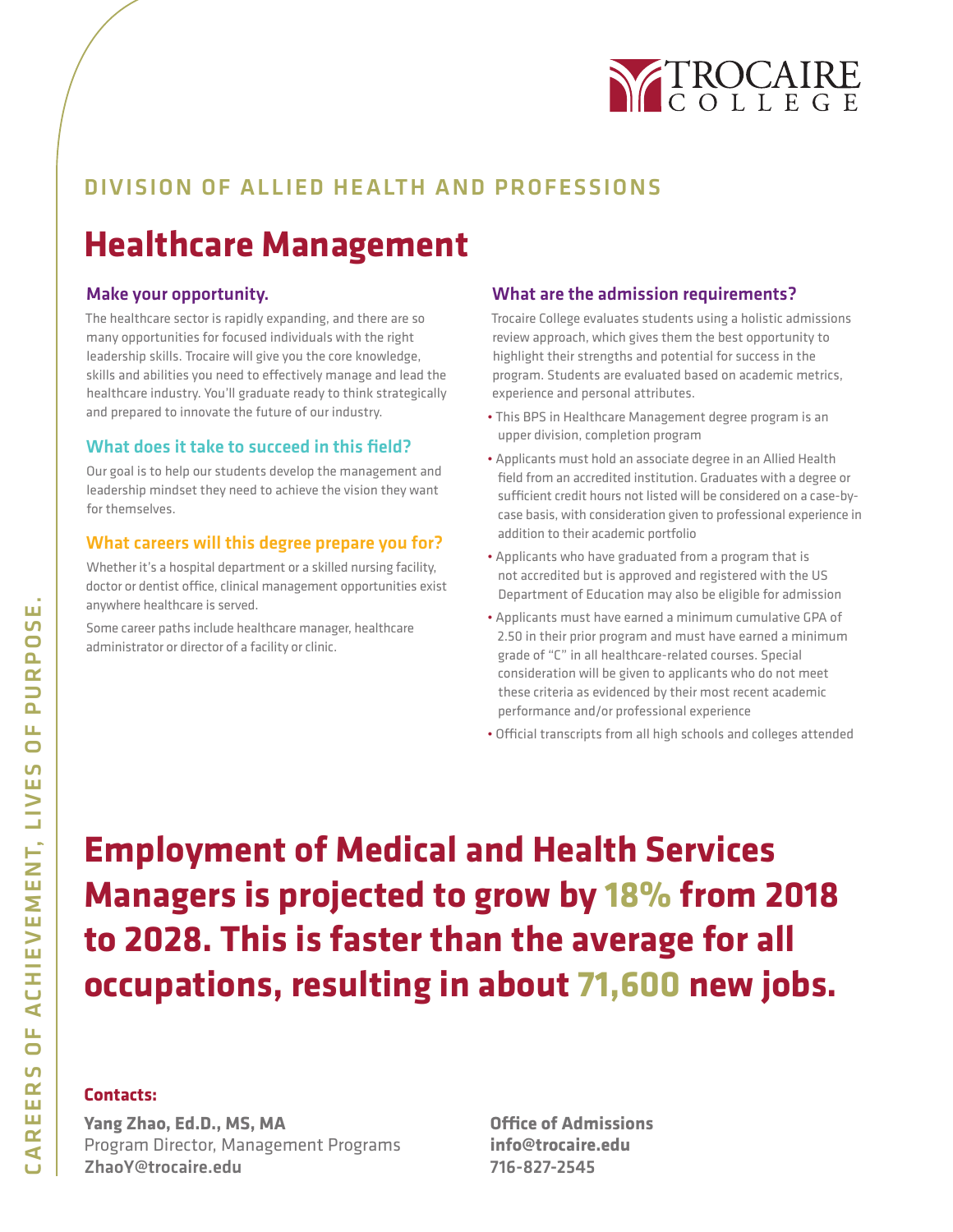TROCAIRE COLLEGE

## DIVISION OF ALLIED HEALTH AND PROFESSIONS

# Healthcare Management

### Make your opportunity.

The healthcare sector is rapidly expanding, and there are so many opportunities for focused individuals with the right leadership skills. Trocaire will give you the core knowledge, skills and abilities you need to effectively manage and lead the healthcare industry. You'll graduate ready to think strategically and prepared to innovate the future of our industry.

### What does it take to succeed in this field?

Our goal is to help our students develop the management and leadership mindset they need to achieve the vision they want for themselves.

### What careers will this degree prepare you for?

Whether it's a hospital department or a skilled nursing facility, doctor or dentist office, clinical management opportunities exist anywhere healthcare is served.

Some career paths include healthcare manager, healthcare administrator or director of a facility or clinic.

### What are the admission requirements?

Trocaire College evaluates students using a holistic admissions review approach, which gives them the best opportunity to highlight their strengths and potential for success in the program. Students are evaluated based on academic metrics, experience and personal attributes.

- This BPS in Healthcare Management degree program is an upper division, completion program
- Applicants must hold an associate degree in an Allied Health field from an accredited institution. Graduates with a degree or sufficient credit hours not listed will be considered on a case-by-case basis, with consideration given to professional experience in addition to their academic portfolio
- Applicants who have graduated from a program that is not accredited but is approved and registered with the US Department of Education may also be eligible for admission
- Applicants must have earned a minimum cumulative GPA of 2.50 in their prior program and must have earned a minimum grade of "C" in all healthcare-related courses. Special consideration will be given to applicants who do not meet these criteria as evidenced by their most recent academic performance and/or professional experience
- Official transcripts from all high schools and colleges attended

## Employment of Medical and Health Services Managers is projected to grow by 18% from 2018 to 2028. This is faster than the average for all occupations, resulting in about 71,600 new jobs.

**Contacts:**

**Yang Zhao, Ed.D., MS, MA**
Program Director, Management Programs
**ZhaoY@trocaire.edu**

**Office of Admissions**
**info@trocaire.edu**
**716-827-2545**

CAREERS OF ACHIEVEMENT, LIVES OF PURPOSE.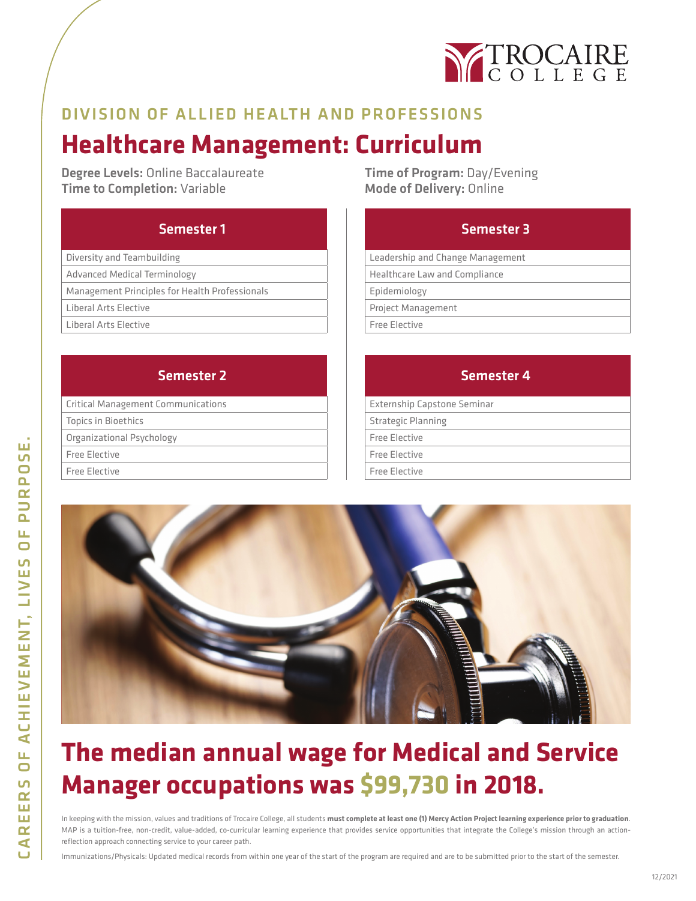TROCAIRE COLLEGE

DIVISION OF ALLIED HEALTH AND PROFESSIONS

# Healthcare Management: Curriculum

**Degree Levels:** Online Baccalaureate
**Time to Completion:** Variable

**Time of Program:** Day/Evening
**Mode of Delivery:** Online

| Semester 1 |
|---|
| Diversity and Teambuilding |
| Advanced Medical Terminology |
| Management Principles for Health Professionals |
| Liberal Arts Elective |
| Liberal Arts Elective |

| Semester 2 |
|---|
| Critical Management Communications |
| Topics in Bioethics |
| Organizational Psychology |
| Free Elective |
| Free Elective |

| Semester 3 |
|---|
| Leadership and Change Management |
| Healthcare Law and Compliance |
| Epidemiology |
| Project Management |
| Free Elective |

| Semester 4 |
|---|
| Externship Capstone Seminar |
| Strategic Planning |
| Free Elective |
| Free Elective |
| Free Elective |

## The median annual wage for Medical and Service Manager occupations was $99,730 in 2018.

In keeping with the mission, values and traditions of Trocaire College, all students **must complete at least one (1) Mercy Action Project learning experience prior to graduation**. MAP is a tuition-free, non-credit, value-added, co-curricular learning experience that provides service opportunities that integrate the College's mission through an action-reflection approach connecting service to your career path.

Immunizations/Physicals: Updated medical records from within one year of the start of the program are required and are to be submitted prior to the start of the semester.

CAREERS OF ACHIEVEMENT, LIVES OF PURPOSE.

12/2021